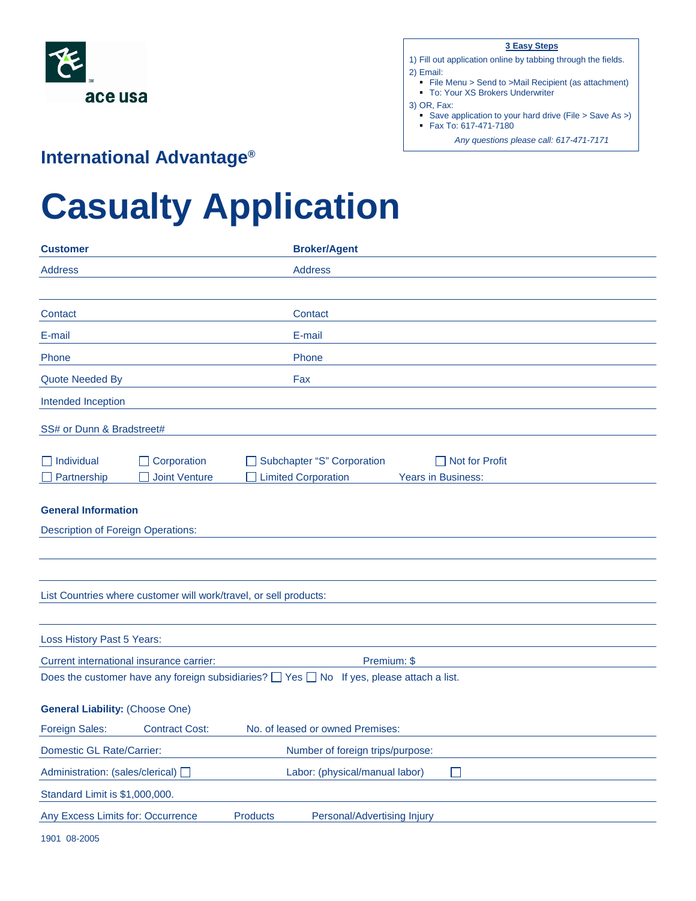ace usa

**3 Easy Steps**

1) Fill out application online by tabbing through the fields.
2) Email:
   - File Menu > Send to >Mail Recipient (as attachment)
   - To: Your XS Brokers Underwriter
3) OR, Fax:
   - Save application to your hard drive (File > Save As >)
   - Fax To: 617-471-7180

*Any questions please call: 617-471-7171*

## International Advantage®

# Casualty Application

| **Customer** | **Broker/Agent** |
|---|---|
| Address | Address |
| | |
| Contact | Contact |
| E-mail | E-mail |
| Phone | Phone |
| Quote Needed By | Fax |
| Intended Inception | |

SS# or Dunn & Bradstreet#

☐ Individual ☐ Corporation ☐ Subchapter "S" Corporation ☐ Not for Profit

☐ Partnership ☐ Joint Venture ☐ Limited Corporation Years in Business:

**General Information**

Description of Foreign Operations:

List Countries where customer will work/travel, or sell products:

Loss History Past 5 Years:

Current international insurance carrier: Premium: $

Does the customer have any foreign subsidiaries? ☐ Yes ☐ No If yes, please attach a list.

**General Liability:** (Choose One)

Foreign Sales: Contract Cost: No. of leased or owned Premises:

Domestic GL Rate/Carrier: Number of foreign trips/purpose:

Administration: (sales/clerical) ☐ Labor: (physical/manual labor) ☐

Standard Limit is $1,000,000.

Any Excess Limits for: Occurrence Products Personal/Advertising Injury

1901 08-2005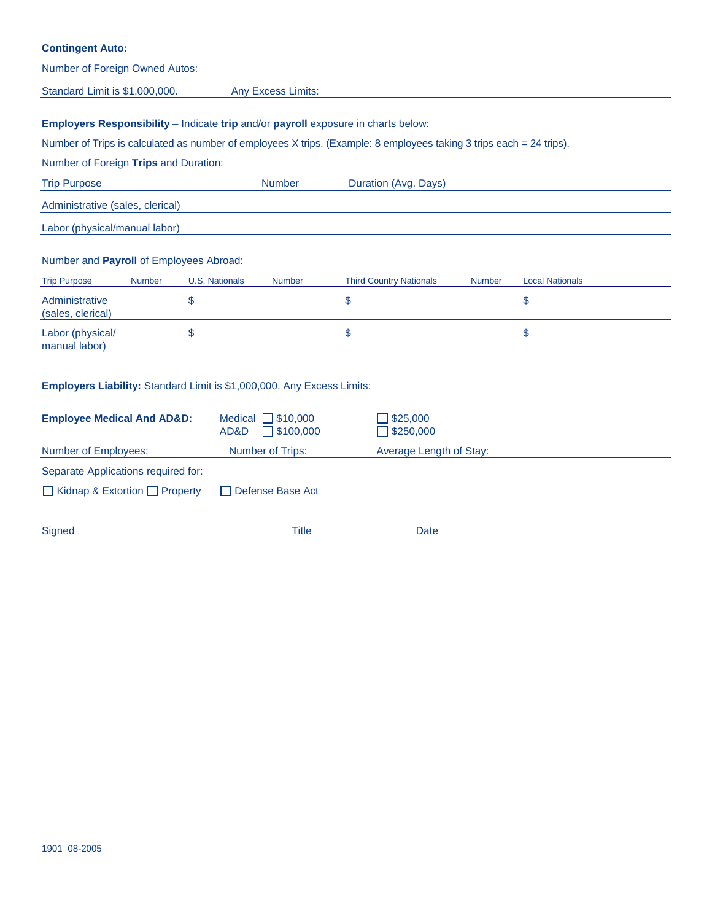**Contingent Auto:**

Number of Foreign Owned Autos:

Standard Limit is $1,000,000. Any Excess Limits:

**Employers Responsibility** – Indicate **trip** and/or **payroll** exposure in charts below:

Number of Trips is calculated as number of employees X trips. (Example: 8 employees taking 3 trips each = 24 trips).

Number of Foreign **Trips** and Duration:

| Trip Purpose | Number | Duration (Avg. Days) |
| --- | --- | --- |
| Administrative (sales, clerical) | | |
| Labor (physical/manual labor) | | |

Number and **Payroll** of Employees Abroad:

| Trip Purpose | Number | U.S. Nationals | Number | Third Country Nationals | Number | Local Nationals |
| --- | --- | --- | --- | --- | --- | --- |
| Administrative (sales, clerical) | | $ | | $ | | $ |
| Labor (physical/ manual labor) | | $ | | $ | | $ |

**Employers Liability:** Standard Limit is $1,000,000. Any Excess Limits:

**Employee Medical And AD&D:** Medical ☐ $10,000 ☐ $25,000
AD&D ☐ $100,000 ☐ $250,000

Number of Employees: Number of Trips: Average Length of Stay:

Separate Applications required for:

☐ Kidnap & Extortion ☐ Property ☐ Defense Base Act

Signed Title Date

1901 08-2005